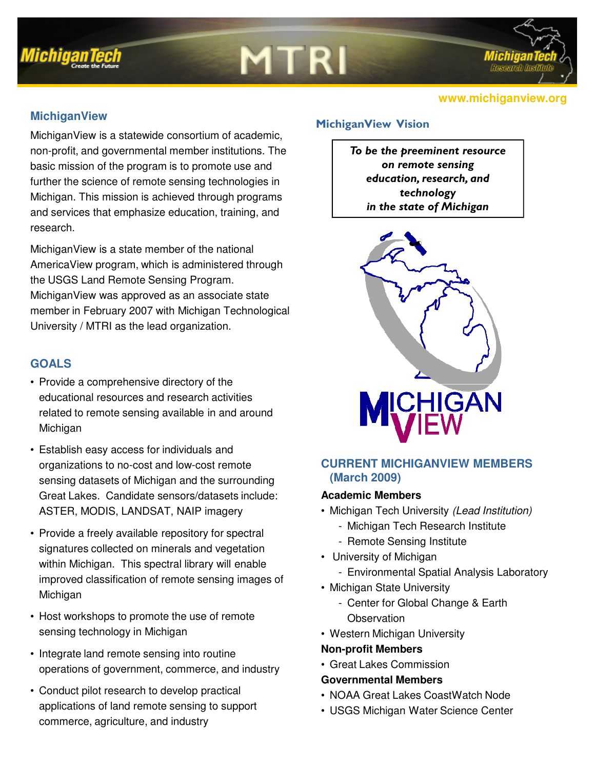www.michiganview.org

## MichiganView

MichiganView is a statewide consortium of academic, non-profit, and governmental member institutions. The basic mission of the program is to promote use and further the science of remote sensing technologies in Michigan. This mission is achieved through programs and services that emphasize education, training, and research.

MichiganView is a state member of the national AmericaView program, which is administered through the USGS Land Remote Sensing Program. MichiganView was approved as an associate state member in February 2007 with Michigan Technological University / MTRI as the lead organization.

## GOALS

- Provide a comprehensive directory of the educational resources and research activities related to remote sensing available in and around Michigan
- Establish easy access for individuals and organizations to no-cost and low-cost remote sensing datasets of Michigan and the surrounding Great Lakes. Candidate sensors/datasets include: ASTER, MODIS, LANDSAT, NAIP imagery
- Provide a freely available repository for spectral signatures collected on minerals and vegetation within Michigan. This spectral library will enable improved classification of remote sensing images of Michigan
- Host workshops to promote the use of remote sensing technology in Michigan
- Integrate land remote sensing into routine operations of government, commerce, and industry
- Conduct pilot research to develop practical applications of land remote sensing to support commerce, agriculture, and industry

## MichiganView Vision

***To be the preeminent resource on remote sensing education, research, and technology in the state of Michigan***

## CURRENT MICHIGANVIEW MEMBERS (March 2009)

**Academic Members**

- Michigan Tech University *(Lead Institution)*
  - Michigan Tech Research Institute
  - Remote Sensing Institute
- University of Michigan
  - Environmental Spatial Analysis Laboratory
- Michigan State University
  - Center for Global Change & Earth Observation
- Western Michigan University

**Non-profit Members**

- Great Lakes Commission

**Governmental Members**

- NOAA Great Lakes CoastWatch Node
- USGS Michigan Water Science Center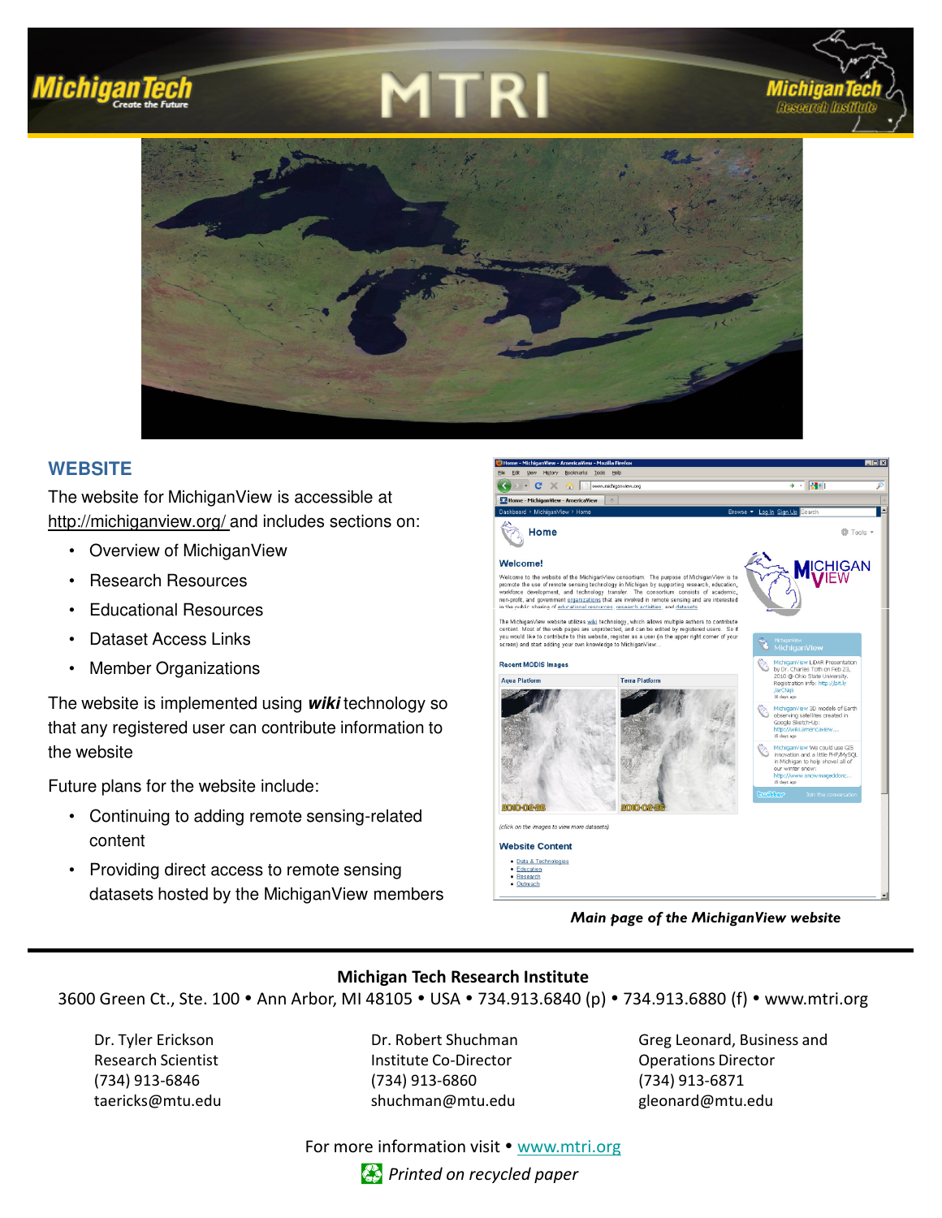## WEBSITE

The website for MichiganView is accessible at http://michiganview.org/ and includes sections on:

- Overview of MichiganView
- Research Resources
- Educational Resources
- Dataset Access Links
- Member Organizations

The website is implemented using ***wiki*** technology so that any registered user can contribute information to the website

Future plans for the website include:

- Continuing to adding remote sensing-related content
- Providing direct access to remote sensing datasets hosted by the MichiganView members

***Main page of the MichiganView website***

**Michigan Tech Research Institute**

3600 Green Ct., Ste. 100 • Ann Arbor, MI 48105 • USA • 734.913.6840 (p) • 734.913.6880 (f) • www.mtri.org

Dr. Tyler Erickson
Research Scientist
(734) 913-6846
taericks@mtu.edu

Dr. Robert Shuchman
Institute Co-Director
(734) 913-6860
shuchman@mtu.edu

Greg Leonard, Business and Operations Director
(734) 913-6871
gleonard@mtu.edu

For more information visit • www.mtri.org

*Printed on recycled paper*